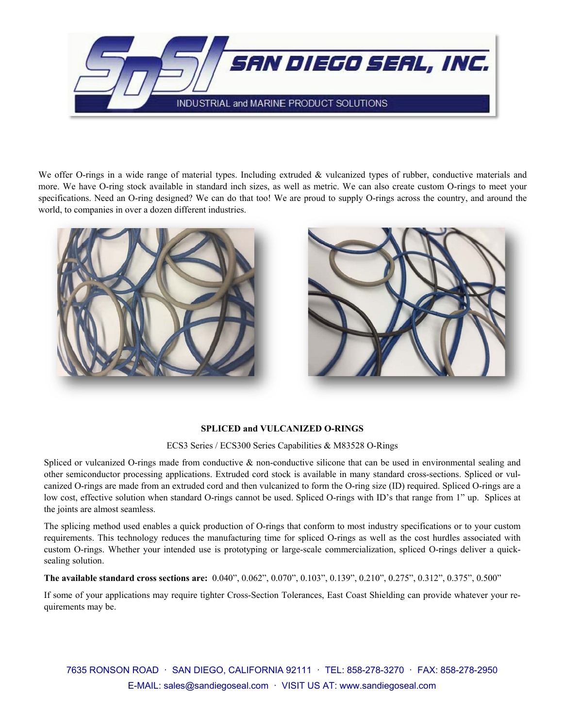We offer O-rings in a wide range of material types. Including extruded & vulcanized types of rubber, conductive materials and more. We have O-ring stock available in standard inch sizes, as well as metric. We can also create custom O-rings to meet your specifications. Need an O-ring designed? We can do that too! We are proud to supply O-rings across the country, and around the world, to companies in over a dozen different industries.

## SPLICED and VULCANIZED O-RINGS

ECS3 Series / ECS300 Series Capabilities & M83528 O-Rings

Spliced or vulcanized O-rings made from conductive & non-conductive silicone that can be used in environmental sealing and other semiconductor processing applications. Extruded cord stock is available in many standard cross-sections. Spliced or vulcanized O-rings are made from an extruded cord and then vulcanized to form the O-ring size (ID) required. Spliced O-rings are a low cost, effective solution when standard O-rings cannot be used. Spliced O-rings with ID's that range from 1" up. Splices at the joints are almost seamless.

The splicing method used enables a quick production of O-rings that conform to most industry specifications or to your custom requirements. This technology reduces the manufacturing time for spliced O-rings as well as the cost hurdles associated with custom O-rings. Whether your intended use is prototyping or large-scale commercialization, spliced O-rings deliver a quick-sealing solution.

**The available standard cross sections are:** 0.040", 0.062", 0.070", 0.103", 0.139", 0.210", 0.275", 0.312", 0.375", 0.500"

If some of your applications may require tighter Cross-Section Tolerances, East Coast Shielding can provide whatever your requirements may be.

7635 RONSON ROAD · SAN DIEGO, CALIFORNIA 92111 · TEL: 858-278-3270 · FAX: 858-278-2950
E-MAIL: sales@sandiegoseal.com · VISIT US AT: www.sandiegoseal.com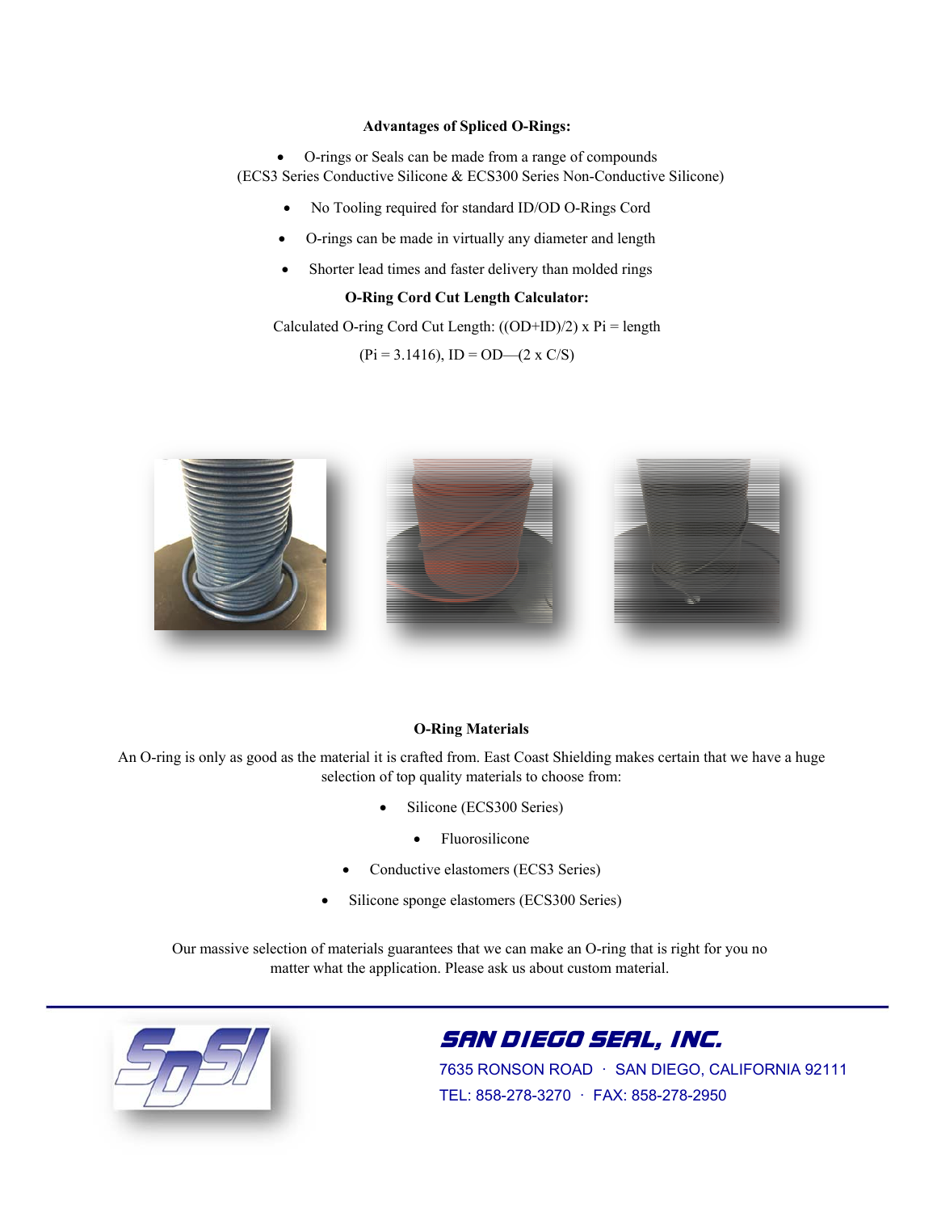**Advantages of Spliced O-Rings:**

- O-rings or Seals can be made from a range of compounds (ECS3 Series Conductive Silicone & ECS300 Series Non-Conductive Silicone)
- No Tooling required for standard ID/OD O-Rings Cord
- O-rings can be made in virtually any diameter and length
- Shorter lead times and faster delivery than molded rings

**O-Ring Cord Cut Length Calculator:**

Calculated O-ring Cord Cut Length: ((OD+ID)/2) x Pi = length

(Pi = 3.1416), ID = OD—(2 x C/S)

**O-Ring Materials**

An O-ring is only as good as the material it is crafted from. East Coast Shielding makes certain that we have a huge selection of top quality materials to choose from:

- Silicone (ECS300 Series)
- Fluorosilicone
- Conductive elastomers (ECS3 Series)
- Silicone sponge elastomers (ECS300 Series)

Our massive selection of materials guarantees that we can make an O-ring that is right for you no matter what the application. Please ask us about custom material.

**SAN DIEGO SEAL, INC.**

7635 RONSON ROAD · SAN DIEGO, CALIFORNIA 92111

TEL: 858-278-3270 · FAX: 858-278-2950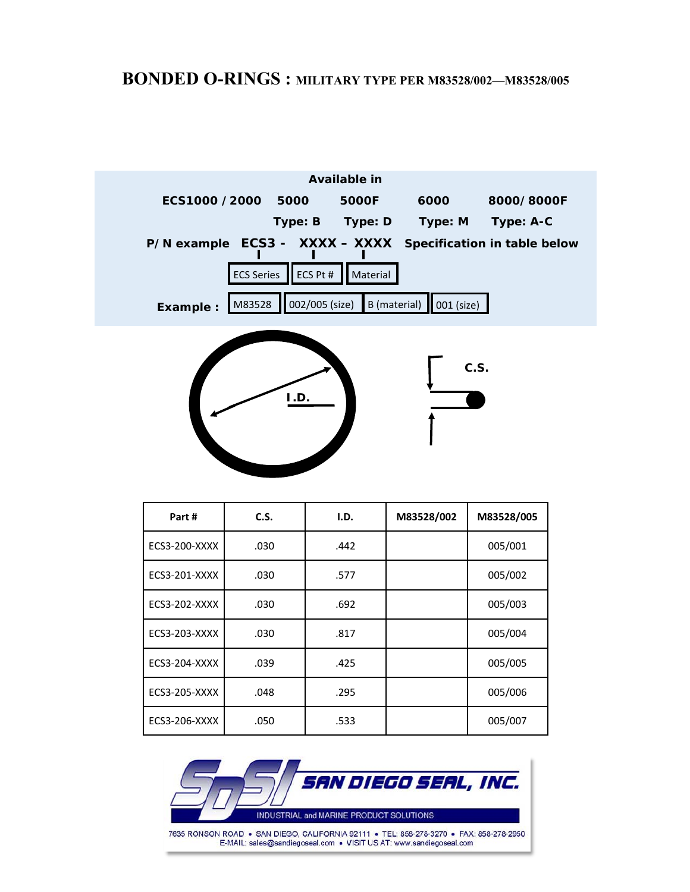# BONDED O-RINGS : MILITARY TYPE PER M83528/002—M83528/005

**Available in**

**ECS1000 / 2000 5000 5000F 6000 8000/ 8000F**

**Type: B Type: D Type: M Type: A-C**

**P/N example ECS3 - XXXX – XXXX Specification in table below**

ECS Series | ECS Pt # | Material

**Example :** M83528 | 002/005 (size) | B (material) | 001 (size)

I.D.

C.S.

| Part # | C.S. | I.D. | M83528/002 | M83528/005 |
|---|---|---|---|---|
| ECS3-200-XXXX | .030 | .442 | | 005/001 |
| ECS3-201-XXXX | .030 | .577 | | 005/002 |
| ECS3-202-XXXX | .030 | .692 | | 005/003 |
| ECS3-203-XXXX | .030 | .817 | | 005/004 |
| ECS3-204-XXXX | .039 | .425 | | 005/005 |
| ECS3-205-XXXX | .048 | .295 | | 005/006 |
| ECS3-206-XXXX | .050 | .533 | | 005/007 |

SAN DIEGO SEAL, INC.

INDUSTRIAL and MARINE PRODUCT SOLUTIONS

7635 RONSON ROAD • SAN DIEGO, CALIFORNIA 92111 • TEL: 858-278-3270 • FAX: 858-278-2950
E-MAIL: sales@sandiegoseal.com • VISIT US AT: www.sandiegoseal.com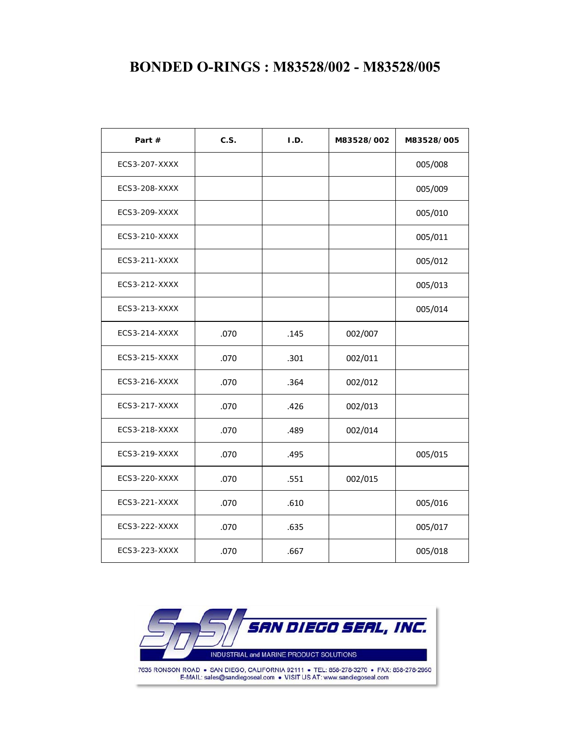# BONDED O-RINGS : M83528/002 - M83528/005

| Part # | C.S. | I.D. | M83528/002 | M83528/005 |
|---|---|---|---|---|
| ECS3-207-XXXX | | | | 005/008 |
| ECS3-208-XXXX | | | | 005/009 |
| ECS3-209-XXXX | | | | 005/010 |
| ECS3-210-XXXX | | | | 005/011 |
| ECS3-211-XXXX | | | | 005/012 |
| ECS3-212-XXXX | | | | 005/013 |
| ECS3-213-XXXX | | | | 005/014 |
| ECS3-214-XXXX | .070 | .145 | 002/007 | |
| ECS3-215-XXXX | .070 | .301 | 002/011 | |
| ECS3-216-XXXX | .070 | .364 | 002/012 | |
| ECS3-217-XXXX | .070 | .426 | 002/013 | |
| ECS3-218-XXXX | .070 | .489 | 002/014 | |
| ECS3-219-XXXX | .070 | .495 | | 005/015 |
| ECS3-220-XXXX | .070 | .551 | 002/015 | |
| ECS3-221-XXXX | .070 | .610 | | 005/016 |
| ECS3-222-XXXX | .070 | .635 | | 005/017 |
| ECS3-223-XXXX | .070 | .667 | | 005/018 |

SDSI SAN DIEGO SEAL, INC.

INDUSTRIAL and MARINE PRODUCT SOLUTIONS

7635 RONSON ROAD • SAN DIEGO, CALIFORNIA 92111 • TEL: 858-278-3270 • FAX: 858-278-2950
E-MAIL: sales@sandiegoseal.com • VISIT US AT: www.sandiegoseal.com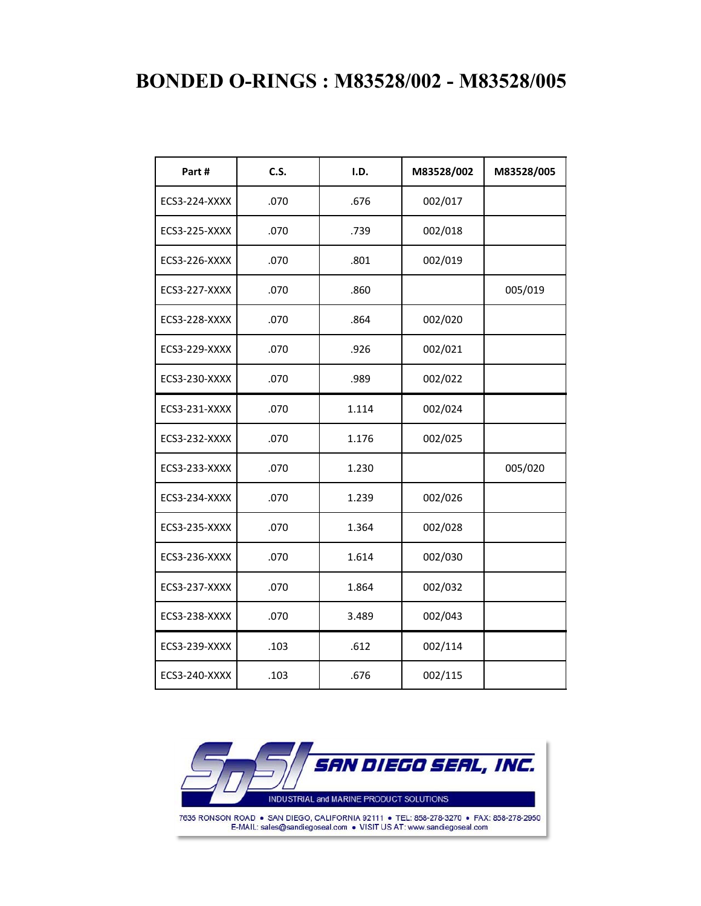# BONDED O-RINGS : M83528/002 - M83528/005

| Part # | C.S. | I.D. | M83528/002 | M83528/005 |
|---|---|---|---|---|
| ECS3-224-XXXX | .070 | .676 | 002/017 | |
| ECS3-225-XXXX | .070 | .739 | 002/018 | |
| ECS3-226-XXXX | .070 | .801 | 002/019 | |
| ECS3-227-XXXX | .070 | .860 | | 005/019 |
| ECS3-228-XXXX | .070 | .864 | 002/020 | |
| ECS3-229-XXXX | .070 | .926 | 002/021 | |
| ECS3-230-XXXX | .070 | .989 | 002/022 | |
| ECS3-231-XXXX | .070 | 1.114 | 002/024 | |
| ECS3-232-XXXX | .070 | 1.176 | 002/025 | |
| ECS3-233-XXXX | .070 | 1.230 | | 005/020 |
| ECS3-234-XXXX | .070 | 1.239 | 002/026 | |
| ECS3-235-XXXX | .070 | 1.364 | 002/028 | |
| ECS3-236-XXXX | .070 | 1.614 | 002/030 | |
| ECS3-237-XXXX | .070 | 1.864 | 002/032 | |
| ECS3-238-XXXX | .070 | 3.489 | 002/043 | |
| ECS3-239-XXXX | .103 | .612 | 002/114 | |
| ECS3-240-XXXX | .103 | .676 | 002/115 | |

SAN DIEGO SEAL, INC.

INDUSTRIAL and MARINE PRODUCT SOLUTIONS

7635 RONSON ROAD • SAN DIEGO, CALIFORNIA 92111 • TEL: 858-278-3270 • FAX: 858-278-2950
E-MAIL: sales@sandiegoseal.com • VISIT US AT: www.sandiegoseal.com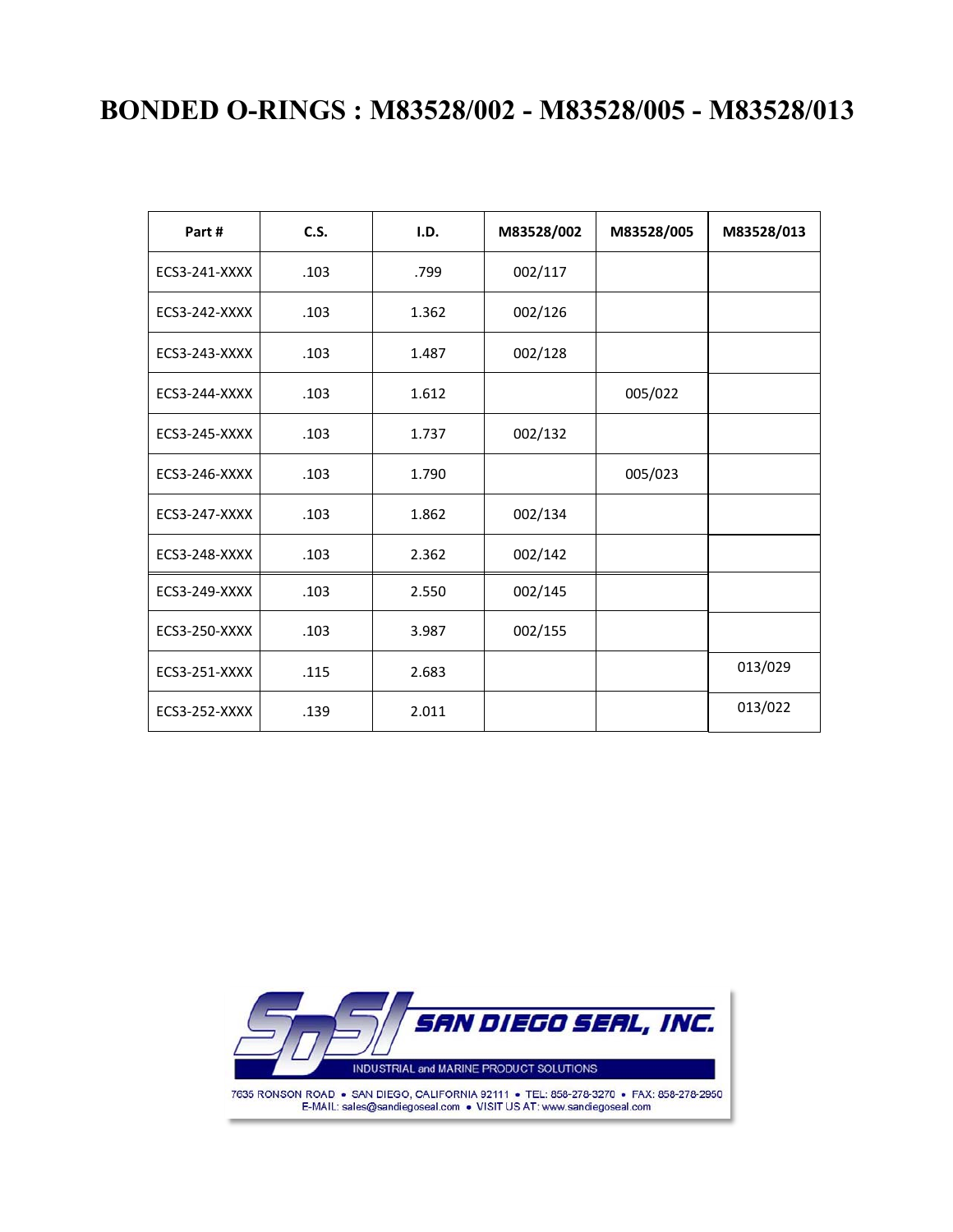# BONDED O-RINGS : M83528/002 - M83528/005 - M83528/013

| Part # | C.S. | I.D. | M83528/002 | M83528/005 | M83528/013 |
|---|---|---|---|---|---|
| ECS3-241-XXXX | .103 | .799 | 002/117 | | |
| ECS3-242-XXXX | .103 | 1.362 | 002/126 | | |
| ECS3-243-XXXX | .103 | 1.487 | 002/128 | | |
| ECS3-244-XXXX | .103 | 1.612 | | 005/022 | |
| ECS3-245-XXXX | .103 | 1.737 | 002/132 | | |
| ECS3-246-XXXX | .103 | 1.790 | | 005/023 | |
| ECS3-247-XXXX | .103 | 1.862 | 002/134 | | |
| ECS3-248-XXXX | .103 | 2.362 | 002/142 | | |
| ECS3-249-XXXX | .103 | 2.550 | 002/145 | | |
| ECS3-250-XXXX | .103 | 3.987 | 002/155 | | |
| ECS3-251-XXXX | .115 | 2.683 | | | 013/029 |
| ECS3-252-XXXX | .139 | 2.011 | | | 013/022 |

SAN DIEGO SEAL, INC.

INDUSTRIAL and MARINE PRODUCT SOLUTIONS

7635 RONSON ROAD • SAN DIEGO, CALIFORNIA 92111 • TEL: 858-278-3270 • FAX: 858-278-2950
E-MAIL: sales@sandiegoseal.com • VISIT US AT: www.sandiegoseal.com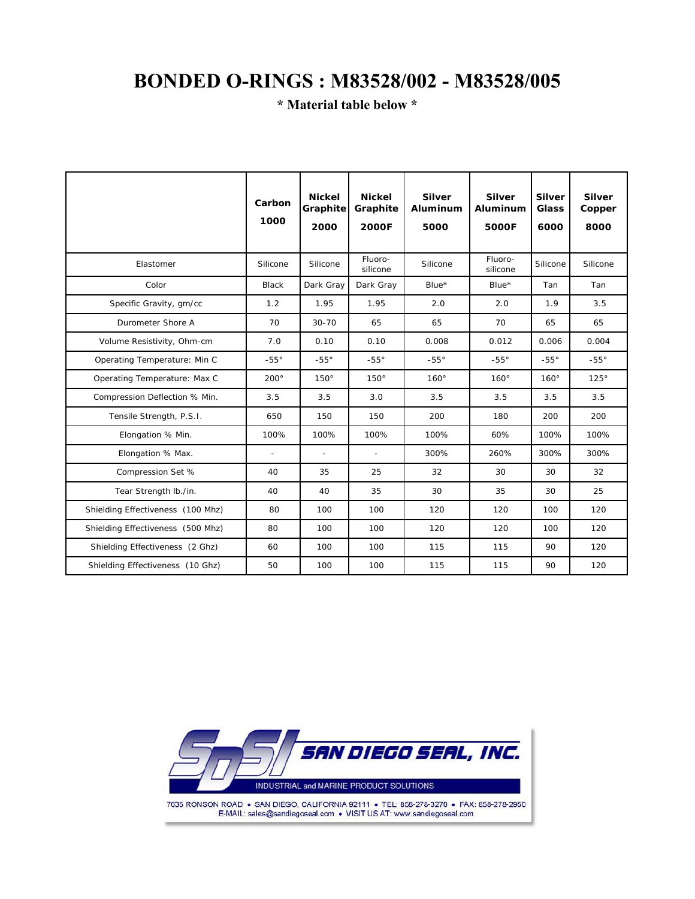# BONDED O-RINGS : M83528/002 - M83528/005

**\* Material table below \***

| | Carbon 1000 | Nickel Graphite 2000 | Nickel Graphite 2000F | Silver Aluminum 5000 | Silver Aluminum 5000F | Silver Glass 6000 | Silver Copper 8000 |
|---|---|---|---|---|---|---|---|
| Elastomer | Silicone | Silicone | Fluoro-silicone | Silicone | Fluoro-silicone | Silicone | Silicone |
| Color | Black | Dark Gray | Dark Gray | Blue* | Blue* | Tan | Tan |
| Specific Gravity, gm/cc | 1.2 | 1.95 | 1.95 | 2.0 | 2.0 | 1.9 | 3.5 |
| Durometer Shore A | 70 | 30-70 | 65 | 65 | 70 | 65 | 65 |
| Volume Resistivity, Ohm-cm | 7.0 | 0.10 | 0.10 | 0.008 | 0.012 | 0.006 | 0.004 |
| Operating Temperature: Min C | -55° | -55° | -55° | -55° | -55° | -55° | -55° |
| Operating Temperature: Max C | 200° | 150° | 150° | 160° | 160° | 160° | 125° |
| Compression Deflection % Min. | 3.5 | 3.5 | 3.0 | 3.5 | 3.5 | 3.5 | 3.5 |
| Tensile Strength, P.S.I. | 650 | 150 | 150 | 200 | 180 | 200 | 200 |
| Elongation % Min. | 100% | 100% | 100% | 100% | 60% | 100% | 100% |
| Elongation % Max. | - | - | - | 300% | 260% | 300% | 300% |
| Compression Set % | 40 | 35 | 25 | 32 | 30 | 30 | 32 |
| Tear Strength lb./in. | 40 | 40 | 35 | 30 | 35 | 30 | 25 |
| Shielding Effectiveness (100 Mhz) | 80 | 100 | 100 | 120 | 120 | 100 | 120 |
| Shielding Effectiveness (500 Mhz) | 80 | 100 | 100 | 120 | 120 | 100 | 120 |
| Shielding Effectiveness (2 Ghz) | 60 | 100 | 100 | 115 | 115 | 90 | 120 |
| Shielding Effectiveness (10 Ghz) | 50 | 100 | 100 | 115 | 115 | 90 | 120 |

SDSI SAN DIEGO SEAL, INC.

INDUSTRIAL and MARINE PRODUCT SOLUTIONS

7635 RONSON ROAD • SAN DIEGO, CALIFORNIA 92111 • TEL: 858-278-3270 • FAX: 858-278-2950
E-MAIL: sales@sandiegoseal.com • VISIT US AT: www.sandiegoseal.com